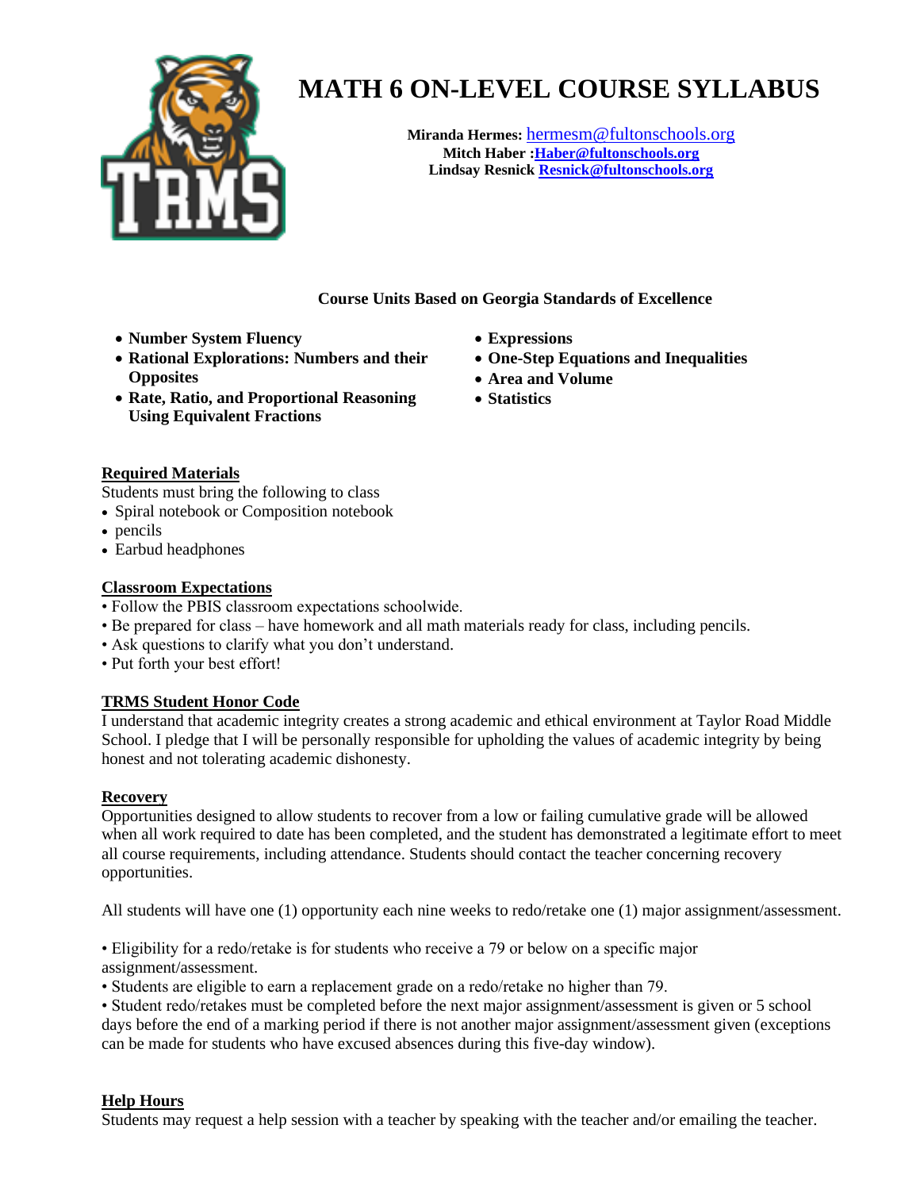# MATH 6 ON-LEVEL COURSE SYLLABUS

**Miranda Hermes:** hermesm@fultonschools.org
**Mitch Haber :Haber@fultonschools.org**
**Lindsay Resnick Resnick@fultonschools.org**

**Course Units Based on Georgia Standards of Excellence**

- **Number System Fluency**
- **Rational Explorations: Numbers and their Opposites**
- **Rate, Ratio, and Proportional Reasoning Using Equivalent Fractions**
- **Expressions**
- **One-Step Equations and Inequalities**
- **Area and Volume**
- **Statistics**

## Required Materials

Students must bring the following to class

- Spiral notebook or Composition notebook
- pencils
- Earbud headphones

## Classroom Expectations

- Follow the PBIS classroom expectations schoolwide.
- Be prepared for class – have homework and all math materials ready for class, including pencils.
- Ask questions to clarify what you don't understand.
- Put forth your best effort!

## TRMS Student Honor Code

I understand that academic integrity creates a strong academic and ethical environment at Taylor Road Middle School. I pledge that I will be personally responsible for upholding the values of academic integrity by being honest and not tolerating academic dishonesty.

## Recovery

Opportunities designed to allow students to recover from a low or failing cumulative grade will be allowed when all work required to date has been completed, and the student has demonstrated a legitimate effort to meet all course requirements, including attendance. Students should contact the teacher concerning recovery opportunities.

All students will have one (1) opportunity each nine weeks to redo/retake one (1) major assignment/assessment.

- Eligibility for a redo/retake is for students who receive a 79 or below on a specific major assignment/assessment.
- Students are eligible to earn a replacement grade on a redo/retake no higher than 79.
- Student redo/retakes must be completed before the next major assignment/assessment is given or 5 school days before the end of a marking period if there is not another major assignment/assessment given (exceptions can be made for students who have excused absences during this five-day window).

## Help Hours

Students may request a help session with a teacher by speaking with the teacher and/or emailing the teacher.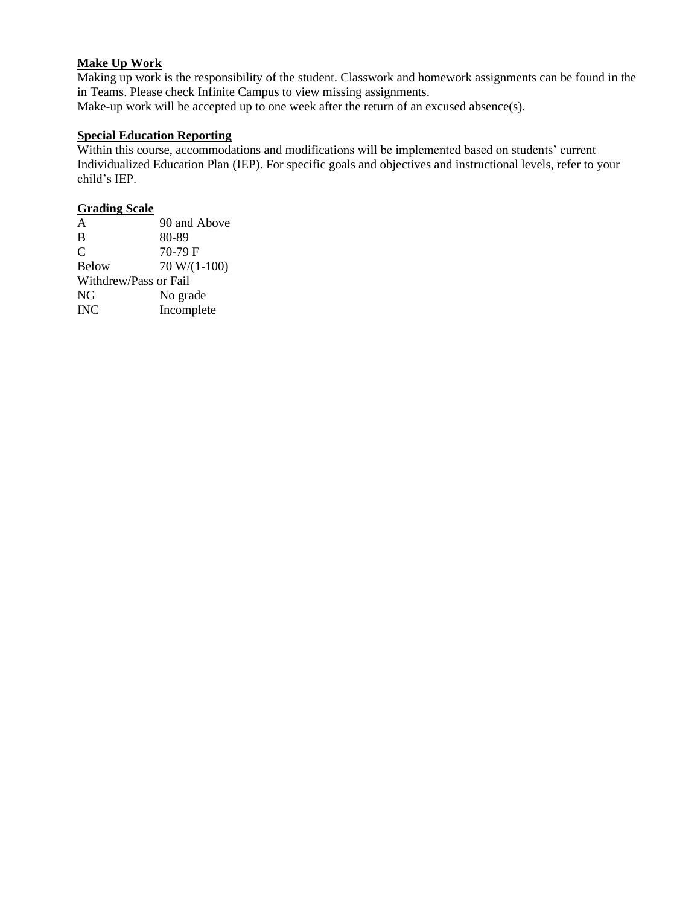**Make Up Work**

Making up work is the responsibility of the student. Classwork and homework assignments can be found in the in Teams. Please check Infinite Campus to view missing assignments.
Make-up work will be accepted up to one week after the return of an excused absence(s).

**Special Education Reporting**

Within this course, accommodations and modifications will be implemented based on students' current Individualized Education Plan (IEP). For specific goals and objectives and instructional levels, refer to your child's IEP.

**Grading Scale**

| | |
|---|---|
| A | 90 and Above |
| B | 80-89 |
| C | 70-79 F |
| Below | 70 W/(1-100) |
| Withdrew/Pass or Fail | |
| NG | No grade |
| INC | Incomplete |